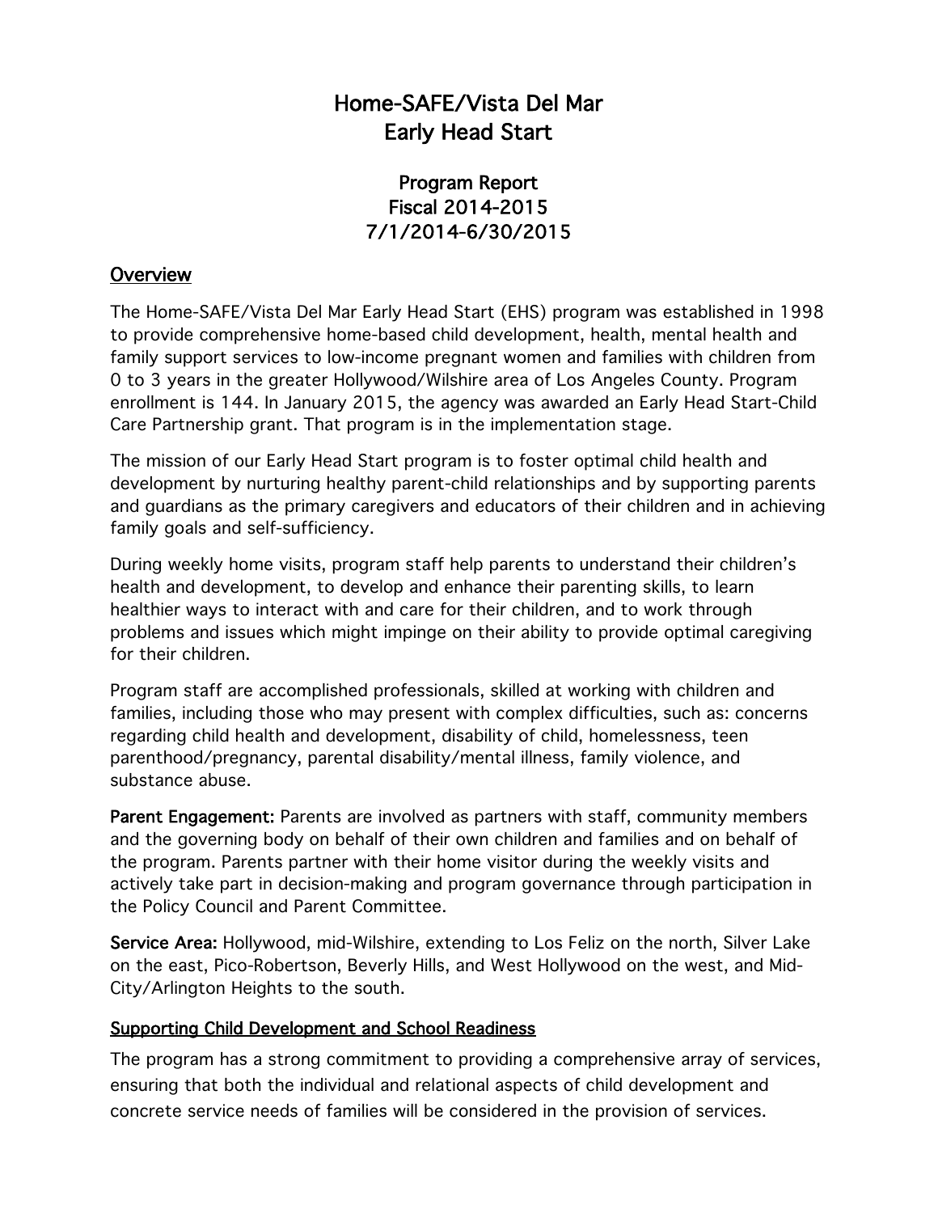# Home-SAFE/Vista Del Mar
# Early Head Start

## Program Report
## Fiscal 2014-2015
## 7/1/2014-6/30/2015

### Overview

The Home-SAFE/Vista Del Mar Early Head Start (EHS) program was established in 1998 to provide comprehensive home-based child development, health, mental health and family support services to low-income pregnant women and families with children from 0 to 3 years in the greater Hollywood/Wilshire area of Los Angeles County. Program enrollment is 144. In January 2015, the agency was awarded an Early Head Start-Child Care Partnership grant. That program is in the implementation stage.

The mission of our Early Head Start program is to foster optimal child health and development by nurturing healthy parent-child relationships and by supporting parents and guardians as the primary caregivers and educators of their children and in achieving family goals and self-sufficiency.

During weekly home visits, program staff help parents to understand their children's health and development, to develop and enhance their parenting skills, to learn healthier ways to interact with and care for their children, and to work through problems and issues which might impinge on their ability to provide optimal caregiving for their children.

Program staff are accomplished professionals, skilled at working with children and families, including those who may present with complex difficulties, such as: concerns regarding child health and development, disability of child, homelessness, teen parenthood/pregnancy, parental disability/mental illness, family violence, and substance abuse.

**Parent Engagement:** Parents are involved as partners with staff, community members and the governing body on behalf of their own children and families and on behalf of the program. Parents partner with their home visitor during the weekly visits and actively take part in decision-making and program governance through participation in the Policy Council and Parent Committee.

**Service Area:** Hollywood, mid-Wilshire, extending to Los Feliz on the north, Silver Lake on the east, Pico-Robertson, Beverly Hills, and West Hollywood on the west, and Mid-City/Arlington Heights to the south.

### Supporting Child Development and School Readiness

The program has a strong commitment to providing a comprehensive array of services, ensuring that both the individual and relational aspects of child development and concrete service needs of families will be considered in the provision of services.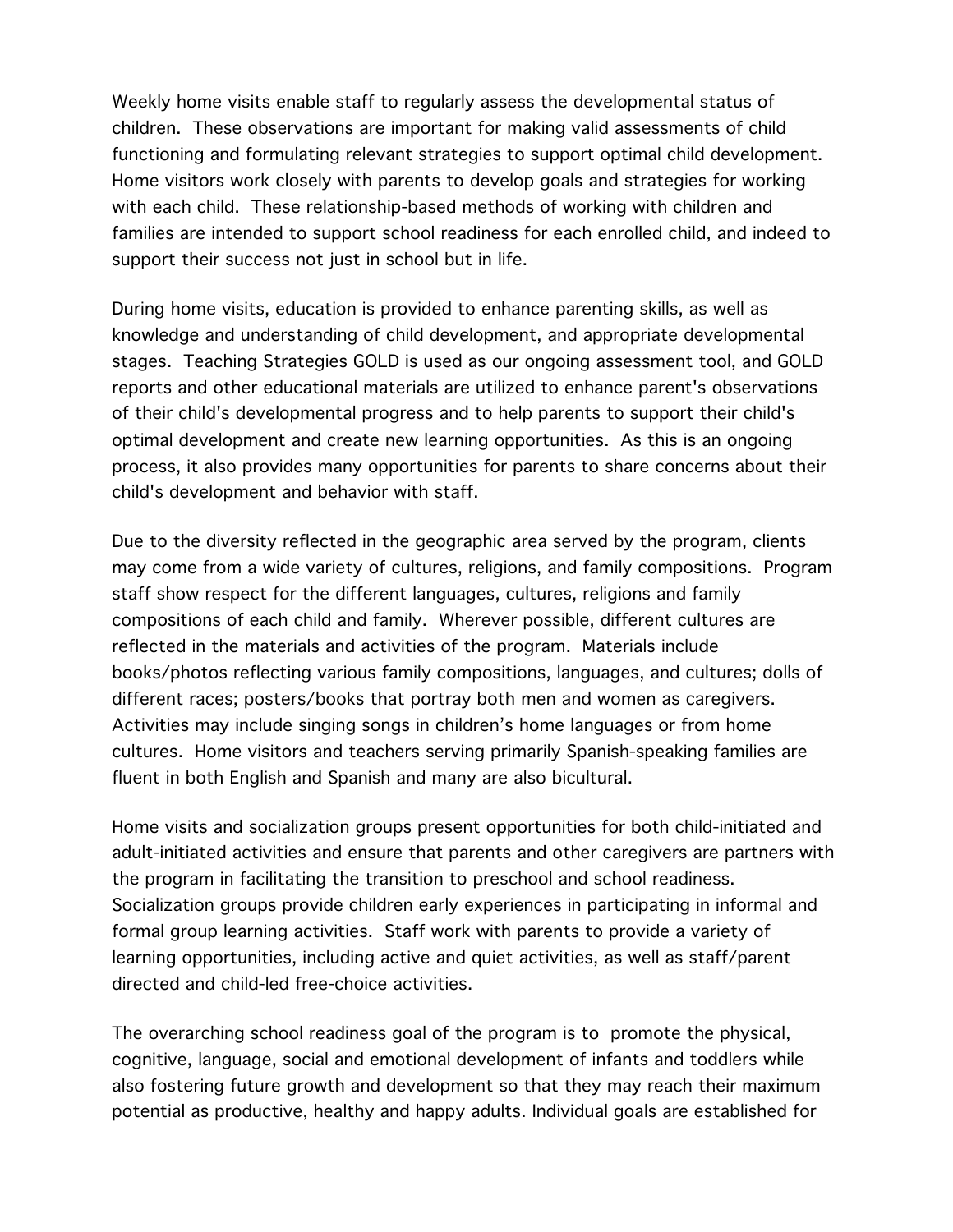Weekly home visits enable staff to regularly assess the developmental status of children. These observations are important for making valid assessments of child functioning and formulating relevant strategies to support optimal child development. Home visitors work closely with parents to develop goals and strategies for working with each child. These relationship-based methods of working with children and families are intended to support school readiness for each enrolled child, and indeed to support their success not just in school but in life.

During home visits, education is provided to enhance parenting skills, as well as knowledge and understanding of child development, and appropriate developmental stages. Teaching Strategies GOLD is used as our ongoing assessment tool, and GOLD reports and other educational materials are utilized to enhance parent's observations of their child's developmental progress and to help parents to support their child's optimal development and create new learning opportunities. As this is an ongoing process, it also provides many opportunities for parents to share concerns about their child's development and behavior with staff.

Due to the diversity reflected in the geographic area served by the program, clients may come from a wide variety of cultures, religions, and family compositions. Program staff show respect for the different languages, cultures, religions and family compositions of each child and family. Wherever possible, different cultures are reflected in the materials and activities of the program. Materials include books/photos reflecting various family compositions, languages, and cultures; dolls of different races; posters/books that portray both men and women as caregivers. Activities may include singing songs in children's home languages or from home cultures. Home visitors and teachers serving primarily Spanish-speaking families are fluent in both English and Spanish and many are also bicultural.

Home visits and socialization groups present opportunities for both child-initiated and adult-initiated activities and ensure that parents and other caregivers are partners with the program in facilitating the transition to preschool and school readiness. Socialization groups provide children early experiences in participating in informal and formal group learning activities. Staff work with parents to provide a variety of learning opportunities, including active and quiet activities, as well as staff/parent directed and child-led free-choice activities.

The overarching school readiness goal of the program is to promote the physical, cognitive, language, social and emotional development of infants and toddlers while also fostering future growth and development so that they may reach their maximum potential as productive, healthy and happy adults. Individual goals are established for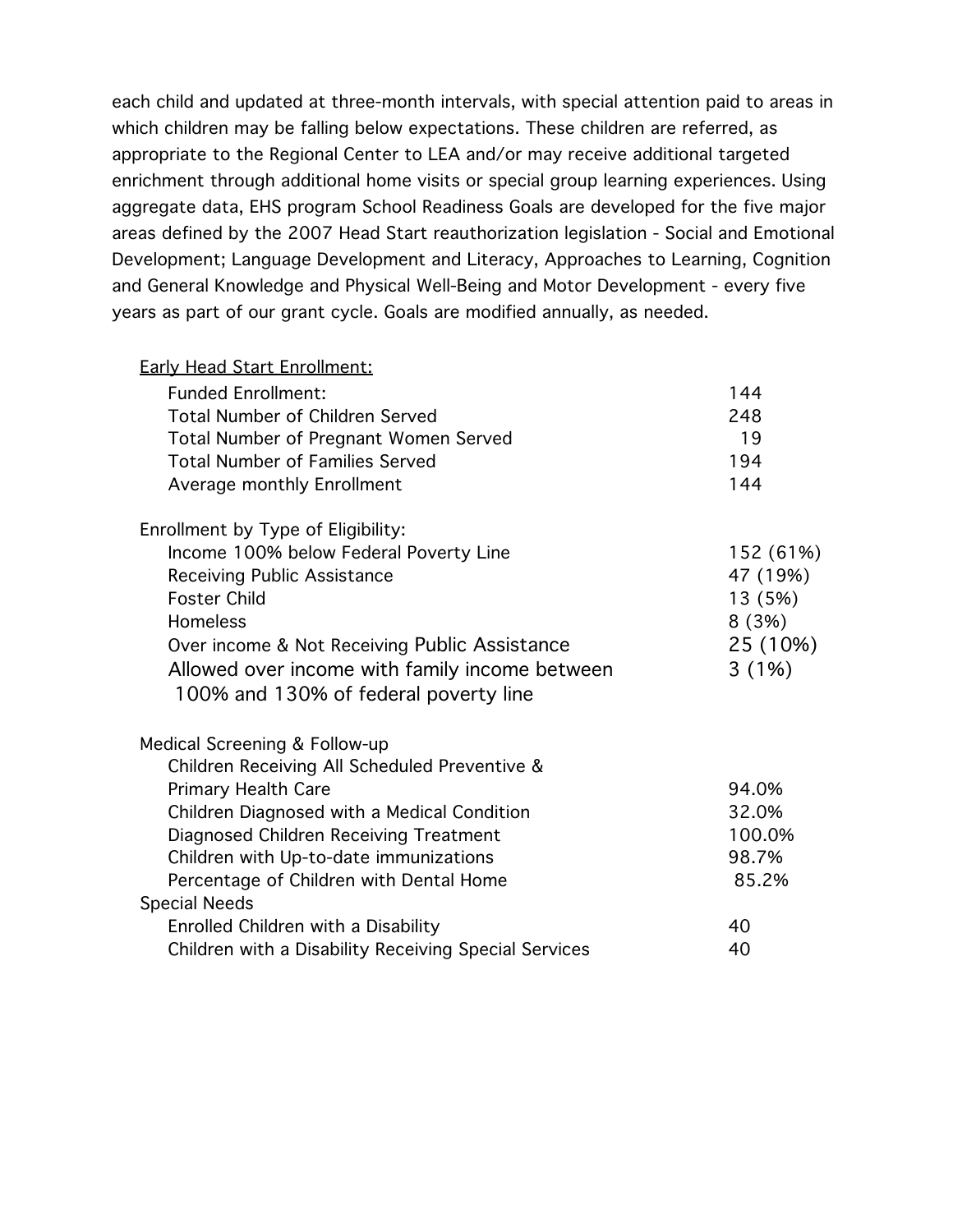each child and updated at three-month intervals, with special attention paid to areas in which children may be falling below expectations. These children are referred, as appropriate to the Regional Center to LEA and/or may receive additional targeted enrichment through additional home visits or special group learning experiences. Using aggregate data, EHS program School Readiness Goals are developed for the five major areas defined by the 2007 Head Start reauthorization legislation - Social and Emotional Development; Language Development and Literacy, Approaches to Learning, Cognition and General Knowledge and Physical Well-Being and Motor Development - every five years as part of our grant cycle. Goals are modified annually, as needed.

| Early Head Start Enrollment: | |
|---|---|
| Funded Enrollment: | 144 |
| Total Number of Children Served | 248 |
| Total Number of Pregnant Women Served | 19 |
| Total Number of Families Served | 194 |
| Average monthly Enrollment | 144 |
| **Enrollment by Type of Eligibility:** | |
| Income 100% below Federal Poverty Line | 152 (61%) |
| Receiving Public Assistance | 47 (19%) |
| Foster Child | 13 (5%) |
| Homeless | 8 (3%) |
| Over income & Not Receiving Public Assistance | 25 (10%) |
| Allowed over income with family income between 100% and 130% of federal poverty line | 3 (1%) |
| **Medical Screening & Follow-up** | |
| Children Receiving All Scheduled Preventive & Primary Health Care | 94.0% |
| Children Diagnosed with a Medical Condition | 32.0% |
| Diagnosed Children Receiving Treatment | 100.0% |
| Children with Up-to-date immunizations | 98.7% |
| Percentage of Children with Dental Home | 85.2% |
| **Special Needs** | |
| Enrolled Children with a Disability | 40 |
| Children with a Disability Receiving Special Services | 40 |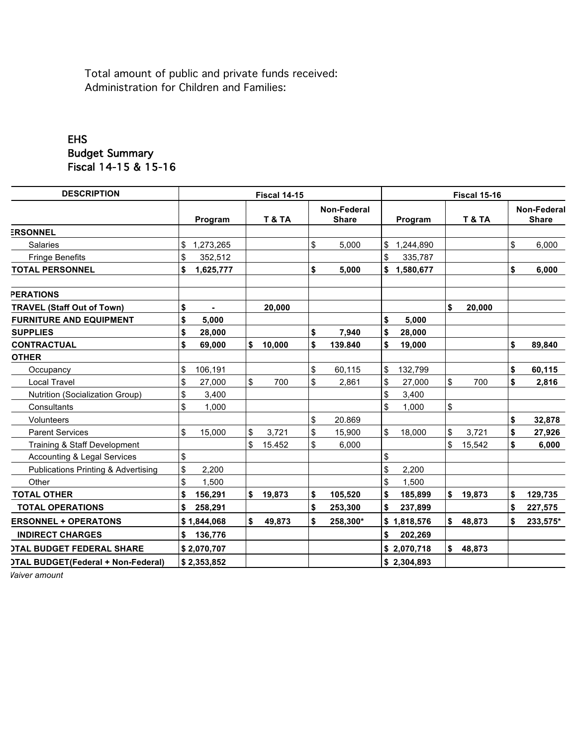Total amount of public and private funds received:
Administration for Children and Families:

EHS
Budget Summary
Fiscal 14-15 & 15-16

| DESCRIPTION | Fiscal 14-15 | | | Fiscal 15-16 | | |
|---|---|---|---|---|---|---|
| | Program | T & TA | Non-Federal Share | Program | T & TA | Non-Federal Share |
| **ERSONNEL** | | | | | | |
| Salaries | $ 1,273,265 | | $ 5,000 | $ 1,244,890 | | $ 6,000 |
| Fringe Benefits | $ 352,512 | | | $ 335,787 | | |
| **TOTAL PERSONNEL** | **$ 1,625,777** | | **$ 5,000** | **$ 1,580,677** | | **$ 6,000** |
| | | | | | | |
| **PERATIONS** | | | | | | |
| **TRAVEL (Staff Out of Town)** | **$ -** | **20,000** | | | **$ 20,000** | |
| **FURNITURE AND EQUIPMENT** | **$ 5,000** | | | **$ 5,000** | | |
| **SUPPLIES** | **$ 28,000** | | **$ 7,940** | **$ 28,000** | | |
| **CONTRACTUAL** | **$ 69,000** | **$ 10,000** | **$ 139.840** | **$ 19,000** | | **$ 89,840** |
| **OTHER** | | | | | | |
| Occupancy | $ 106,191 | | $ 60,115 | $ 132,799 | | **$ 60,115** |
| Local Travel | $ 27,000 | $ 700 | $ 2,861 | $ 27,000 | $ 700 | **$ 2,816** |
| Nutrition (Socialization Group) | $ 3,400 | | | $ 3,400 | | |
| Consultants | $ 1,000 | | | $ 1,000 | $ | |
| Volunteers | | | $ 20.869 | | | **$ 32,878** |
| Parent Services | $ 15,000 | $ 3,721 | $ 15,900 | $ 18,000 | $ 3,721 | **$ 27,926** |
| Training & Staff Development | | $ 15.452 | $ 6,000 | | $ 15,542 | **$ 6,000** |
| Accounting & Legal Services | $ | | | $ | | |
| Publications Printing & Advertising | $ 2,200 | | | $ 2,200 | | |
| Other | $ 1,500 | | | $ 1,500 | | |
| **TOTAL OTHER** | **$ 156,291** | **$ 19,873** | **$ 105,520** | **$ 185,899** | **$ 19,873** | **$ 129,735** |
| **TOTAL OPERATIONS** | **$ 258,291** | | **$ 253,300** | **$ 237,899** | | **$ 227,575** |
| **ERSONNEL + OPERATONS** | **$ 1,844,068** | **$ 49,873** | **$ 258,300*** | **$ 1,818,576** | **$ 48,873** | **$ 233,575*** |
| **INDIRECT CHARGES** | **$ 136,776** | | | **$ 202,269** | | |
| **TAL BUDGET FEDERAL SHARE** | **$ 2,070,707** | | | **$ 2,070,718** | **$ 48,873** | |
| **TAL BUDGET(Federal + Non-Federal)** | **$ 2,353,852** | | | **$ 2,304,893** | | |

*Vaiver amount*